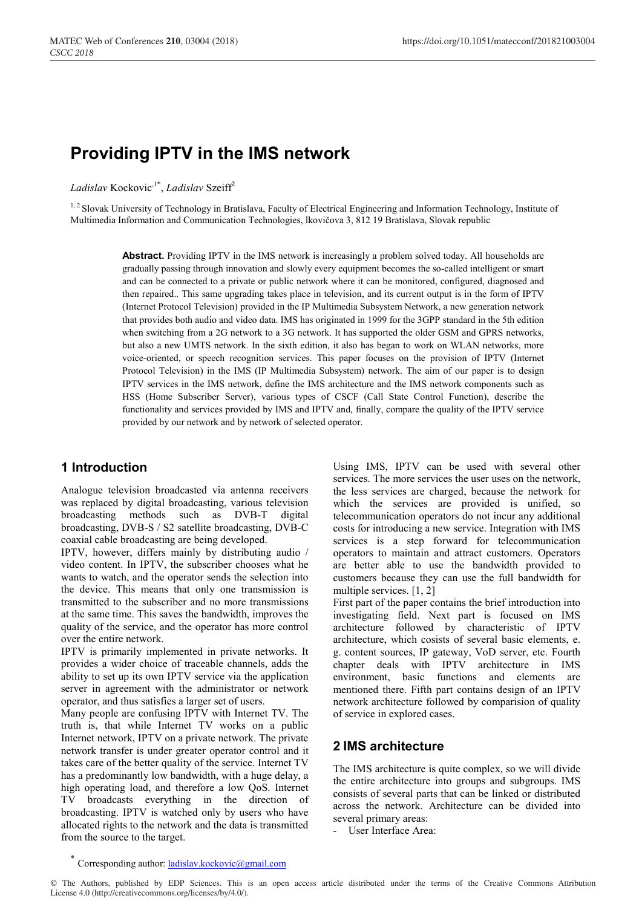# Providing IPTV in the IMS network

*Ladislav* Kockovic[1*], *Ladislav* Szeiff[2]

[1, 2] Slovak University of Technology in Bratislava, Faculty of Electrical Engineering and Information Technology, Institute of Multimedia Information and Communication Technologies, Ilkovičova 3, 812 19 Bratislava, Slovak republic

**Abstract.** Providing IPTV in the IMS network is increasingly a problem solved today. All households are gradually passing through innovation and slowly every equipment becomes the so-called intelligent or smart and can be connected to a private or public network where it can be monitored, configured, diagnosed and then repaired.. This same upgrading takes place in television, and its current output is in the form of IPTV (Internet Protocol Television) provided in the IP Multimedia Subsystem Network, a new generation network that provides both audio and video data. IMS has originated in 1999 for the 3GPP standard in the 5th edition when switching from a 2G network to a 3G network. It has supported the older GSM and GPRS networks, but also a new UMTS network. In the sixth edition, it also has began to work on WLAN networks, more voice-oriented, or speech recognition services. This paper focuses on the provision of IPTV (Internet Protocol Television) in the IMS (IP Multimedia Subsystem) network. The aim of our paper is to design IPTV services in the IMS network, define the IMS architecture and the IMS network components such as HSS (Home Subscriber Server), various types of CSCF (Call State Control Function), describe the functionality and services provided by IMS and IPTV and, finally, compare the quality of the IPTV service provided by our network and by network of selected operator.

## 1 Introduction

Analogue television broadcasted via antenna receivers was replaced by digital broadcasting, various television broadcasting methods such as DVB-T digital broadcasting, DVB-S / S2 satellite broadcasting, DVB-C coaxial cable broadcasting are being developed.

IPTV, however, differs mainly by distributing audio / video content. In IPTV, the subscriber chooses what he wants to watch, and the operator sends the selection into the device. This means that only one transmission is transmitted to the subscriber and no more transmissions at the same time. This saves the bandwidth, improves the quality of the service, and the operator has more control over the entire network.

IPTV is primarily implemented in private networks. It provides a wider choice of traceable channels, adds the ability to set up its own IPTV service via the application server in agreement with the administrator or network operator, and thus satisfies a larger set of users.

Many people are confusing IPTV with Internet TV. The truth is, that while Internet TV works on a public Internet network, IPTV on a private network. The private network transfer is under greater operator control and it takes care of the better quality of the service. Internet TV has a predominantly low bandwidth, with a huge delay, a high operating load, and therefore a low QoS. Internet TV broadcasts everything in the direction of broadcasting. IPTV is watched only by users who have allocated rights to the network and the data is transmitted from the source to the target.

Using IMS, IPTV can be used with several other services. The more services the user uses on the network, the less services are charged, because the network for which the services are provided is unified, so telecommunication operators do not incur any additional costs for introducing a new service. Integration with IMS services is a step forward for telecommunication operators to maintain and attract customers. Operators are better able to use the bandwidth provided to customers because they can use the full bandwidth for multiple services. [1, 2]

First part of the paper contains the brief introduction into investigating field. Next part is focused on IMS architecture followed by characteristic of IPTV architecture, which cosists of several basic elements, e. g. content sources, IP gateway, VoD server, etc. Fourth chapter deals with IPTV architecture in IMS environment, basic functions and elements are mentioned there. Fifth part contains design of an IPTV network architecture followed by comparision of quality of service in explored cases.

## 2 IMS architecture

The IMS architecture is quite complex, so we will divide the entire architecture into groups and subgroups. IMS consists of several parts that can be linked or distributed across the network. Architecture can be divided into several primary areas:

- User Interface Area:

[*] Corresponding author: ladislav.kockovic@gmail.com

© The Authors, published by EDP Sciences. This is an open access article distributed under the terms of the Creative Commons Attribution License 4.0 (http://creativecommons.org/licenses/by/4.0/).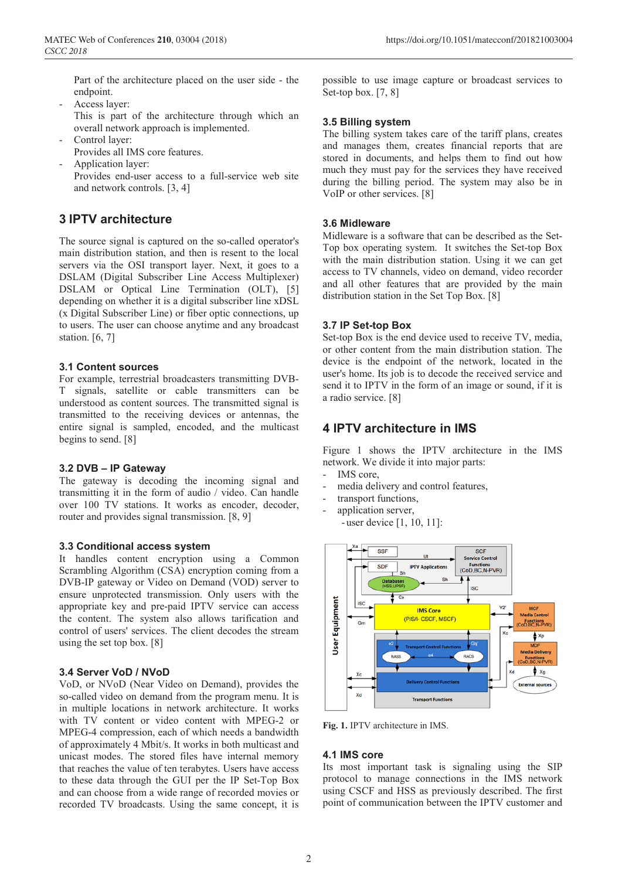Part of the architecture placed on the user side - the endpoint.

- Access layer:
  This is part of the architecture through which an overall network approach is implemented.
- Control layer:
  Provides all IMS core features.
- Application layer:
  Provides end-user access to a full-service web site and network controls. [3, 4]

## 3 IPTV architecture

The source signal is captured on the so-called operator's main distribution station, and then is resent to the local servers via the OSI transport layer. Next, it goes to a DSLAM (Digital Subscriber Line Access Multiplexer) DSLAM or Optical Line Termination (OLT), [5] depending on whether it is a digital subscriber line xDSL (x Digital Subscriber Line) or fiber optic connections, up to users. The user can choose anytime and any broadcast station. [6, 7]

### 3.1 Content sources

For example, terrestrial broadcasters transmitting DVB-T signals, satellite or cable transmitters can be understood as content sources. The transmitted signal is transmitted to the receiving devices or antennas, the entire signal is sampled, encoded, and the multicast begins to send. [8]

### 3.2 DVB – IP Gateway

The gateway is decoding the incoming signal and transmitting it in the form of audio / video. Can handle over 100 TV stations. It works as encoder, decoder, router and provides signal transmission. [8, 9]

### 3.3 Conditional access system

It handles content encryption using a Common Scrambling Algorithm (CSA) encryption coming from a DVB-IP gateway or Video on Demand (VOD) server to ensure unprotected transmission. Only users with the appropriate key and pre-paid IPTV service can access the content. The system also allows tarification and control of users' services. The client decodes the stream using the set top box. [8]

### 3.4 Server VoD / NVoD

VoD, or NVoD (Near Video on Demand), provides the so-called video on demand from the program menu. It is in multiple locations in network architecture. It works with TV content or video content with MPEG-2 or MPEG-4 compression, each of which needs a bandwidth of approximately 4 Mbit/s. It works in both multicast and unicast modes. The stored files have internal memory that reaches the value of ten terabytes. Users have access to these data through the GUI per the IP Set-Top Box and can choose from a wide range of recorded movies or recorded TV broadcasts. Using the same concept, it is possible to use image capture or broadcast services to Set-top box. [7, 8]

### 3.5 Billing system

The billing system takes care of the tariff plans, creates and manages them, creates financial reports that are stored in documents, and helps them to find out how much they must pay for the services they have received during the billing period. The system may also be in VoIP or other services. [8]

### 3.6 Midleware

Midleware is a software that can be described as the Set-Top box operating system. It switches the Set-top Box with the main distribution station. Using it we can get access to TV channels, video on demand, video recorder and all other features that are provided by the main distribution station in the Set Top Box. [8]

### 3.7 IP Set-top Box

Set-top Box is the end device used to receive TV, media, or other content from the main distribution station. The device is the endpoint of the network, located in the user's home. Its job is to decode the received service and send it to IPTV in the form of an image or sound, if it is a radio service. [8]

## 4 IPTV architecture in IMS

Figure 1 shows the IPTV architecture in the IMS network. We divide it into major parts:

- IMS core,
- media delivery and control features,
- transport functions,
- application server,
- user device [1, 10, 11]:

**Fig. 1.** IPTV architecture in IMS.

### 4.1 IMS core

Its most important task is signaling using the SIP protocol to manage connections in the IMS network using CSCF and HSS as previously described. The first point of communication between the IPTV customer and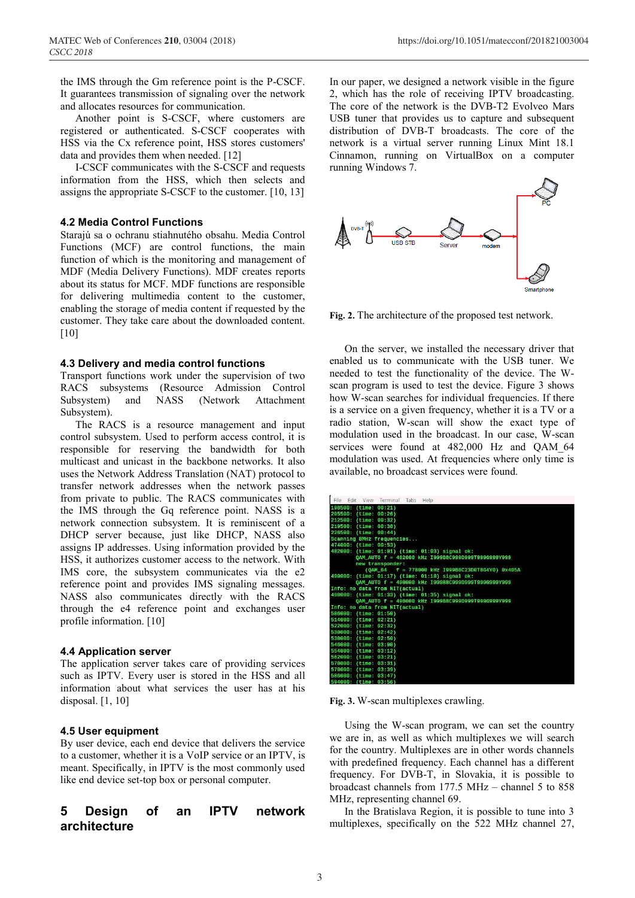the IMS through the Gm reference point is the P-CSCF. It guarantees transmission of signaling over the network and allocates resources for communication.

Another point is S-CSCF, where customers are registered or authenticated. S-CSCF cooperates with HSS via the Cx reference point, HSS stores customers' data and provides them when needed. [12]

I-CSCF communicates with the S-CSCF and requests information from the HSS, which then selects and assigns the appropriate S-CSCF to the customer. [10, 13]

### 4.2 Media Control Functions

Starajú sa o ochranu stiahnutého obsahu. Media Control Functions (MCF) are control functions, the main function of which is the monitoring and management of MDF (Media Delivery Functions). MDF creates reports about its status for MCF. MDF functions are responsible for delivering multimedia content to the customer, enabling the storage of media content if requested by the customer. They take care about the downloaded content. [10]

### 4.3 Delivery and media control functions

Transport functions work under the supervision of two RACS subsystems (Resource Admission Control Subsystem) and NASS (Network Attachment Subsystem).

The RACS is a resource management and input control subsystem. Used to perform access control, it is responsible for reserving the bandwidth for both multicast and unicast in the backbone networks. It also uses the Network Address Translation (NAT) protocol to transfer network addresses when the network passes from private to public. The RACS communicates with the IMS through the Gq reference point. NASS is a network connection subsystem. It is reminiscent of a DHCP server because, just like DHCP, NASS also assigns IP addresses. Using information provided by the HSS, it authorizes customer access to the network. With IMS core, the subsystem communicates via the e2 reference point and provides IMS signaling messages. NASS also communicates directly with the RACS through the e4 reference point and exchanges user profile information. [10]

### 4.4 Application server

The application server takes care of providing services such as IPTV. Every user is stored in the HSS and all information about what services the user has at his disposal. [1, 10]

### 4.5 User equipment

By user device, each end device that delivers the service to a customer, whether it is a VoIP service or an IPTV, is meant. Specifically, in IPTV is the most commonly used like end device set-top box or personal computer.

## 5 Design of an IPTV network architecture

In our paper, we designed a network visible in the figure 2, which has the role of receiving IPTV broadcasting. The core of the network is the DVB-T2 Evolveo Mars USB tuner that provides us to capture and subsequent distribution of DVB-T broadcasts. The core of the network is a virtual server running Linux Mint 18.1 Cinnamon, running on VirtualBox on a computer running Windows 7.

**Fig. 2.** The architecture of the proposed test network.

On the server, we installed the necessary driver that enabled us to communicate with the USB tuner. We needed to test the functionality of the device. The W-scan program is used to test the device. Figure 3 shows how W-scan searches for individual frequencies. If there is a service on a given frequency, whether it is a TV or a radio station, W-scan will show the exact type of modulation used in the broadcast. In our case, W-scan services were found at 482,000 Hz and QAM_64 modulation was used. At frequencies where only time is available, no broadcast services were found.

**Fig. 3.** W-scan multiplexes crawling.

Using the W-scan program, we can set the country we are in, as well as which multiplexes we will search for the country. Multiplexes are in other words channels with predefined frequency. Each channel has a different frequency. For DVB-T, in Slovakia, it is possible to broadcast channels from 177.5 MHz – channel 5 to 858 MHz, representing channel 69.

In the Bratislava Region, it is possible to tune into 3 multiplexes, specifically on the 522 MHz channel 27,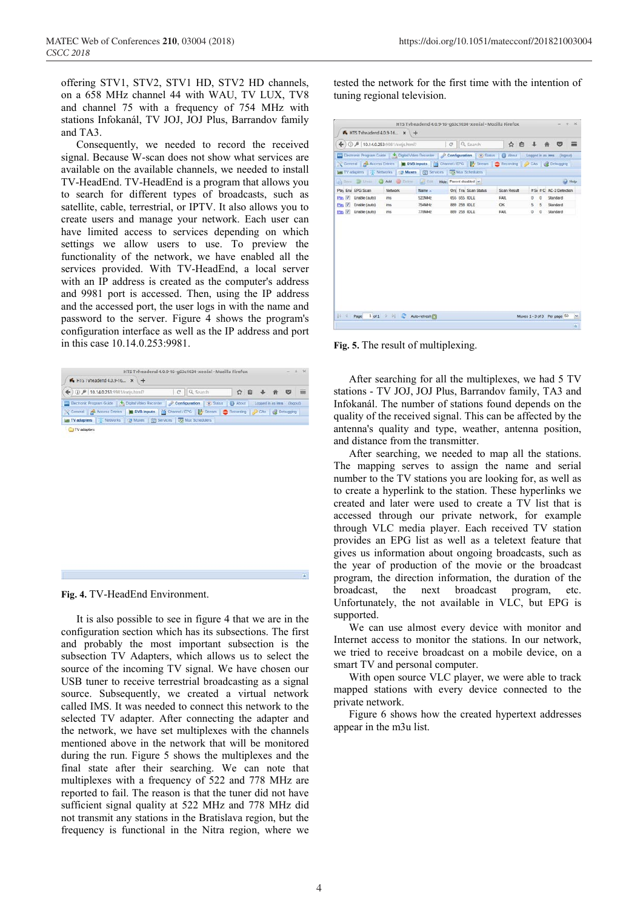offering STV1, STV2, STV1 HD, STV2 HD channels, on a 658 MHz channel 44 with WAU, TV LUX, TV8 and channel 75 with a frequency of 754 MHz with stations Infokanál, TV JOJ, JOJ Plus, Barrandov family and TA3.

Consequently, we needed to record the received signal. Because W-scan does not show what services are available on the available channels, we needed to install TV-HeadEnd. TV-HeadEnd is a program that allows you to search for different types of broadcasts, such as satellite, cable, terrestrial, or IPTV. It also allows you to create users and manage your network. Each user can have limited access to services depending on which settings we allow users to use. To preview the functionality of the network, we have enabled all the services provided. With TV-HeadEnd, a local server with an IP address is created as the computer's address and 9981 port is accessed. Then, using the IP address and the accessed port, the user logs in with the name and password to the server. Figure 4 shows the program's configuration interface as well as the IP address and port in this case 10.14.0.253:9981.

**Fig. 4.** TV-HeadEnd Environment.

It is also possible to see in figure 4 that we are in the configuration section which has its subsections. The first and probably the most important subsection is the subsection TV Adapters, which allows us to select the source of the incoming TV signal. We have chosen our USB tuner to receive terrestrial broadcasting as a signal source. Subsequently, we created a virtual network called IMS. It was needed to connect this network to the selected TV adapter. After connecting the adapter and the network, we have set multiplexes with the channels mentioned above in the network that will be monitored during the run. Figure 5 shows the multiplexes and the final state after their searching. We can note that multiplexes with a frequency of 522 and 778 MHz are reported to fail. The reason is that the tuner did not have sufficient signal quality at 522 MHz and 778 MHz did not transmit any stations in the Bratislava region, but the frequency is functional in the Nitra region, where we tested the network for the first time with the intention of tuning regional television.

**Fig. 5.** The result of multiplexing.

After searching for all the multiplexes, we had 5 TV stations - TV JOJ, JOJ Plus, Barrandov family, TA3 and Infokanál. The number of stations found depends on the quality of the received signal. This can be affected by the antenna's quality and type, weather, antenna position, and distance from the transmitter.

After searching, we needed to map all the stations. The mapping serves to assign the name and serial number to the TV stations you are looking for, as well as to create a hyperlink to the station. These hyperlinks we created and later were used to create a TV list that is accessed through our private network, for example through VLC media player. Each received TV station provides an EPG list as well as a teletext feature that gives us information about ongoing broadcasts, such as the year of production of the movie or the broadcast program, the direction information, the duration of the broadcast, the next broadcast program, etc. Unfortunately, the not available in VLC, but EPG is supported.

We can use almost every device with monitor and Internet access to monitor the stations. In our network, we tried to receive broadcast on a mobile device, on a smart TV and personal computer.

With open source VLC player, we were able to track mapped stations with every device connected to the private network.

Figure 6 shows how the created hypertext addresses appear in the m3u list.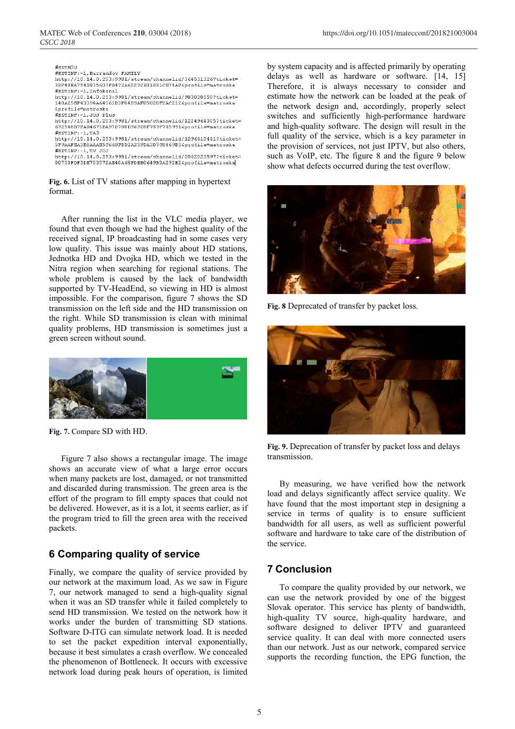```
#EXTM3U
#EXTINF:-1,Barrandov FAMILY
http://10.14.0.253:9981/stream/channelid/364531326?ticket=3BP48EA7541835607FB472A62292B819B1C874AP&profile=matroska
#EXTINF:-1,Infokanal
http://10.14.0.253:9981/stream/channelid/983038550?ticket=140A25BF43394A64565D3F84D9AF85026F2AC212&profile=matroska&profile=matroska
#EXTINF:-1,JOJ Plus
http://10.14.0.253:9981/stream/channelid/1224964305?ticket=69254887FA84675BA97D788B9692BF789F705991&profile=matroska
#EXTINF:-1,TA3
http://10.14.0.253:9981/stream/channelid/1296810441?ticket=5F9AAFEA3E8AAAE5C668FDD2A239DA3D7C8869B3&profile=matroska
#EXTINF:-1,TV JOJ
http://10.14.0.253:9981/stream/channelid/2042023597?ticket=00730FDF3DE703572AE40A63FDEB0649B0A292E2&profile=matroska
```

**Fig. 6.** List of TV stations after mapping in hypertext format.

After running the list in the VLC media player, we found that even though we had the highest quality of the received signal, IP broadcasting had in some cases very low quality. This issue was mainly about HD stations, Jednotka HD and Dvojka HD, which we tested in the Nitra region when searching for regional stations. The whole problem is caused by the lack of bandwidth supported by TV-HeadEnd, so viewing in HD is almost impossible. For the comparison, figure 7 shows the SD transmission on the left side and the HD transmission on the right. While SD transmission is clean with minimal quality problems, HD transmission is sometimes just a green screen without sound.

**Fig. 7.** Compare SD with HD.

Figure 7 also shows a rectangular image. The image shows an accurate view of what a large error occurs when many packets are lost, damaged, or not transmitted and discarded during transmission. The green area is the effort of the program to fill empty spaces that could not be delivered. However, as it is a lot, it seems earlier, as if the program tried to fill the green area with the received packets.

## 6 Comparing quality of service

Finally, we compare the quality of service provided by our network at the maximum load. As we saw in Figure 7, our network managed to send a high-quality signal when it was an SD transfer while it failed completely to send HD transmission. We tested on the network how it works under the burden of transmitting SD stations. Software D-ITG can simulate network load. It is needed to set the packet expedition interval exponentially, because it best simulates a crash overflow. We concealed the phenomenon of Bottleneck. It occurs with excessive network load during peak hours of operation, is limited by system capacity and is affected primarily by operating delays as well as hardware or software. [14, 15] Therefore, it is always necessary to consider and estimate how the network can be loaded at the peak of the network design and, accordingly, properly select switches and sufficiently high-performance hardware and high-quality software. The design will result in the full quality of the service, which is a key parameter in the provision of services, not just IPTV, but also others, such as VoIP, etc. The figure 8 and the figure 9 below show what defects occurred during the test overflow.

**Fig. 8** Deprecated of transfer by packet loss.

**Fig. 9.** Deprecation of transfer by packet loss and delays transmission.

By measuring, we have verified how the network load and delays significantly affect service quality. We have found that the most important step in designing a service in terms of quality is to ensure sufficient bandwidth for all users, as well as sufficient powerful software and hardware to take care of the distribution of the service.

## 7 Conclusion

To compare the quality provided by our network, we can use the network provided by one of the biggest Slovak operator. This service has plenty of bandwidth, high-quality TV source, high-quality hardware, and software designed to deliver IPTV and guaranteed service quality. It can deal with more connected users than our network. Just as our network, compared service supports the recording function, the EPG function, the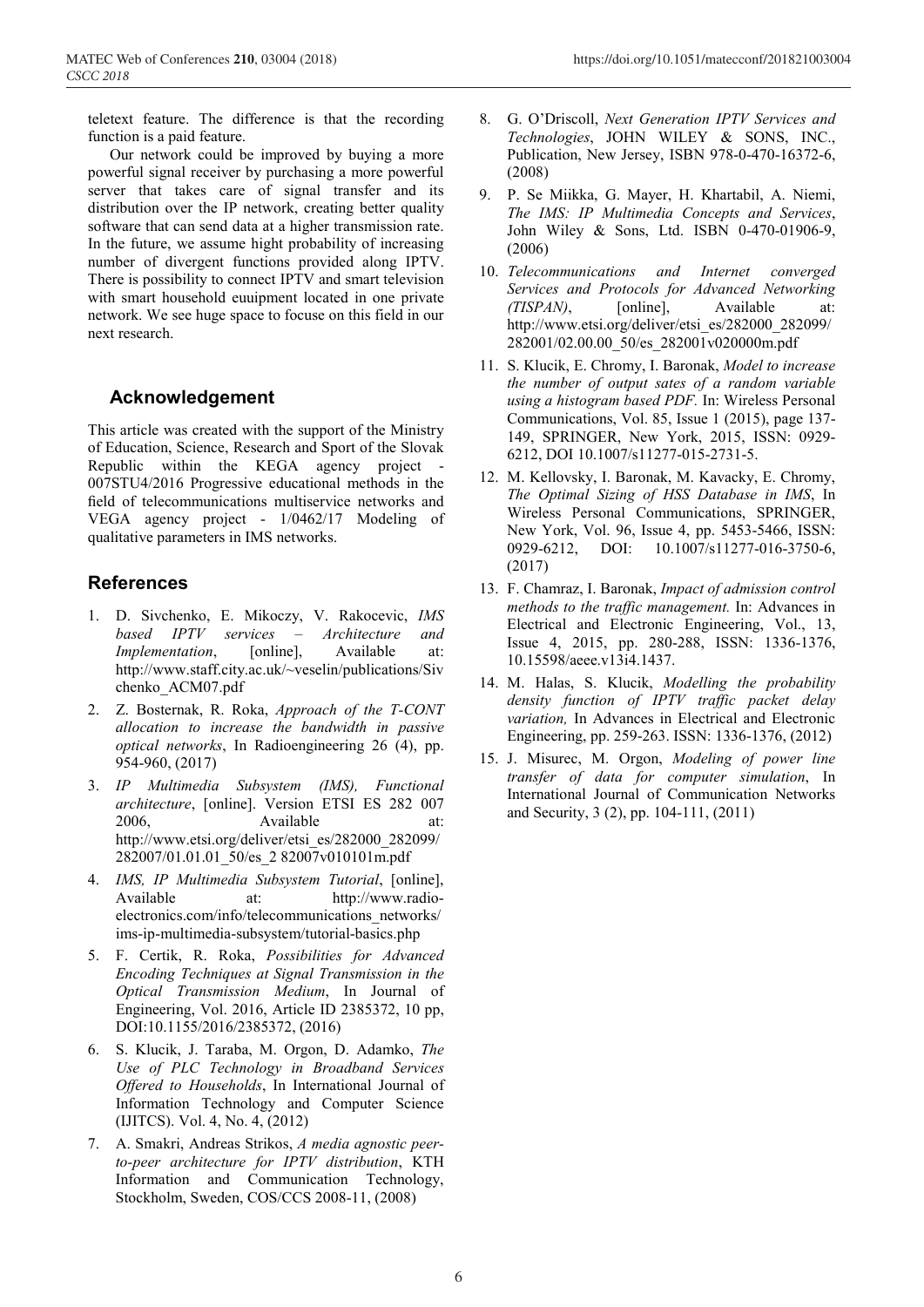teletext feature. The difference is that the recording function is a paid feature.

Our network could be improved by buying a more powerful signal receiver by purchasing a more powerful server that takes care of signal transfer and its distribution over the IP network, creating better quality software that can send data at a higher transmission rate. In the future, we assume hight probability of increasing number of divergent functions provided along IPTV. There is possibility to connect IPTV and smart television with smart household euuipment located in one private network. We see huge space to focuse on this field in our next research.

## Acknowledgement

This article was created with the support of the Ministry of Education, Science, Research and Sport of the Slovak Republic within the KEGA agency project - 007STU4/2016 Progressive educational methods in the field of telecommunications multiservice networks and VEGA agency project - 1/0462/17 Modeling of qualitative parameters in IMS networks.

## References

1. D. Sivchenko, E. Mikoczy, V. Rakocevic, *IMS based IPTV services – Architecture and Implementation*, [online], Available at: http://www.staff.city.ac.uk/~veselin/publications/Sivchenko_ACM07.pdf
2. Z. Bosternak, R. Roka, *Approach of the T-CONT allocation to increase the bandwidth in passive optical networks*, In Radioengineering 26 (4), pp. 954-960, (2017)
3. *IP Multimedia Subsystem (IMS), Functional architecture*, [online]. Version ETSI ES 282 007 2006, Available at: http://www.etsi.org/deliver/etsi_es/282000_282099/282007/01.01.01_50/es_2 82007v010101m.pdf
4. *IMS, IP Multimedia Subsystem Tutorial*, [online], Available at: http://www.radio-electronics.com/info/telecommunications_networks/ims-ip-multimedia-subsystem/tutorial-basics.php
5. F. Certik, R. Roka, *Possibilities for Advanced Encoding Techniques at Signal Transmission in the Optical Transmission Medium*, In Journal of Engineering, Vol. 2016, Article ID 2385372, 10 pp, DOI:10.1155/2016/2385372, (2016)
6. S. Klucik, J. Taraba, M. Orgon, D. Adamko, *The Use of PLC Technology in Broadband Services Offered to Households*, In International Journal of Information Technology and Computer Science (IJITCS). Vol. 4, No. 4, (2012)
7. A. Smakri, Andreas Strikos, *A media agnostic peer-to-peer architecture for IPTV distribution*, KTH Information and Communication Technology, Stockholm, Sweden, COS/CCS 2008-11, (2008)
8. G. O'Driscoll, *Next Generation IPTV Services and Technologies*, JOHN WILEY & SONS, INC., Publication, New Jersey, ISBN 978-0-470-16372-6, (2008)
9. P. Se Miikka, G. Mayer, H. Khartabil, A. Niemi, *The IMS: IP Multimedia Concepts and Services*, John Wiley & Sons, Ltd. ISBN 0-470-01906-9, (2006)
10. *Telecommunications and Internet converged Services and Protocols for Advanced Networking (TISPAN)*, [online], Available at: http://www.etsi.org/deliver/etsi_es/282000_282099/282001/02.00.00_50/es_282001v020000m.pdf
11. S. Klucik, E. Chromy, I. Baronak, *Model to increase the number of output sates of a random variable using a histogram based PDF.* In: Wireless Personal Communications, Vol. 85, Issue 1 (2015), page 137-149, SPRINGER, New York, 2015, ISSN: 0929-6212, DOI 10.1007/s11277-015-2731-5.
12. M. Kellovsky, I. Baronak, M. Kavacky, E. Chromy, *The Optimal Sizing of HSS Database in IMS*, In Wireless Personal Communications, SPRINGER, New York, Vol. 96, Issue 4, pp. 5453-5466, ISSN: 0929-6212, DOI: 10.1007/s11277-016-3750-6, (2017)
13. F. Chamraz, I. Baronak, *Impact of admission control methods to the traffic management.* In: Advances in Electrical and Electronic Engineering, Vol., 13, Issue 4, 2015, pp. 280-288, ISSN: 1336-1376, 10.15598/aeee.v13i4.1437.
14. M. Halas, S. Klucik, *Modelling the probability density function of IPTV traffic packet delay variation,* In Advances in Electrical and Electronic Engineering, pp. 259-263. ISSN: 1336-1376, (2012)
15. J. Misurec, M. Orgon, *Modeling of power line transfer of data for computer simulation*, In International Journal of Communication Networks and Security, 3 (2), pp. 104-111, (2011)